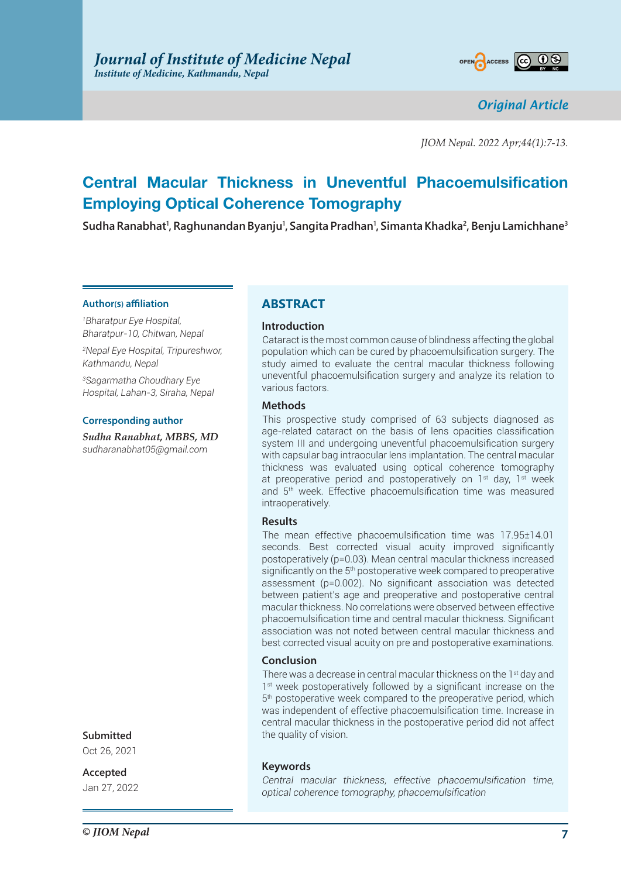Original Article

# Central Macular Thickness in Uneventful Phacoemulsification Employing Optical Coherence Tomography

**Sudha Ranabhat[1], Raghunandan Byanju[1], Sangita Pradhan[1], Simanta Khadka[2], Benju Lamichhane[3]**

**Author(s) affiliation**

[1]Bharatpur Eye Hospital, Bharatpur-10, Chitwan, Nepal

[2]Nepal Eye Hospital, Tripureshwor, Kathmandu, Nepal

[3]Sagarmatha Choudhary Eye Hospital, Lahan-3, Siraha, Nepal

**Corresponding author**

*Sudha Ranabhat, MBBS, MD*
sudharanabhat05@gmail.com

**Submitted**
Oct 26, 2021

**Accepted**
Jan 27, 2022

## ABSTRACT

### Introduction

Cataract is the most common cause of blindness affecting the global population which can be cured by phacoemulsification surgery. The study aimed to evaluate the central macular thickness following uneventful phacoemulsification surgery and analyze its relation to various factors.

### Methods

This prospective study comprised of 63 subjects diagnosed as age-related cataract on the basis of lens opacities classification system III and undergoing uneventful phacoemulsification surgery with capsular bag intraocular lens implantation. The central macular thickness was evaluated using optical coherence tomography at preoperative period and postoperatively on 1st day, 1st week and 5th week. Effective phacoemulsification time was measured intraoperatively.

### Results

The mean effective phacoemulsification time was 17.95±14.01 seconds. Best corrected visual acuity improved significantly postoperatively (p=0.03). Mean central macular thickness increased significantly on the 5th postoperative week compared to preoperative assessment (p=0.002). No significant association was detected between patient's age and preoperative and postoperative central macular thickness. No correlations were observed between effective phacoemulsification time and central macular thickness. Significant association was not noted between central macular thickness and best corrected visual acuity on pre and postoperative examinations.

### Conclusion

There was a decrease in central macular thickness on the 1st day and 1st week postoperatively followed by a significant increase on the 5th postoperative week compared to the preoperative period, which was independent of effective phacoemulsification time. Increase in central macular thickness in the postoperative period did not affect the quality of vision.

### Keywords

*Central macular thickness, effective phacoemulsification time, optical coherence tomography, phacoemulsification*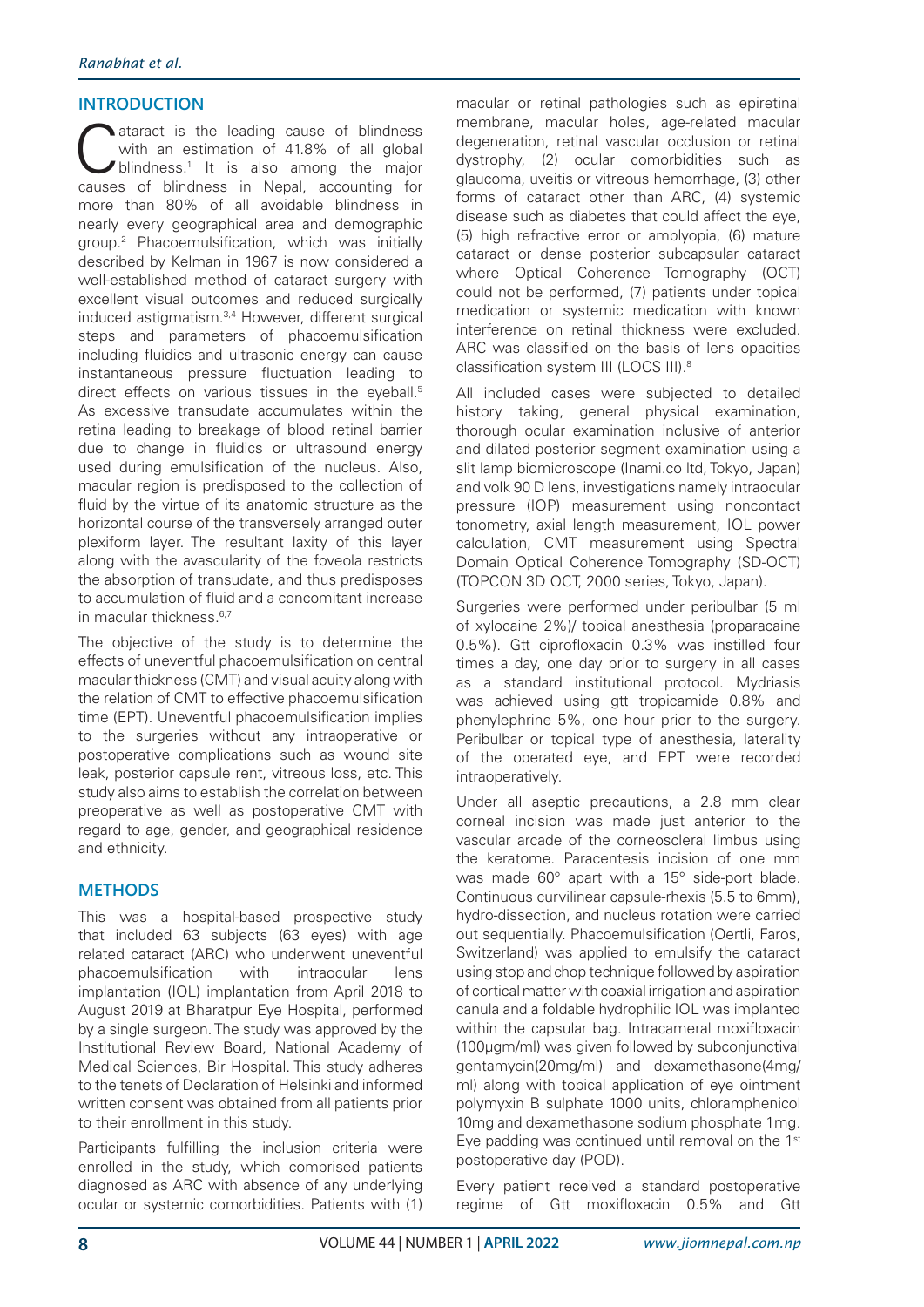## INTRODUCTION

Cataract is the leading cause of blindness with an estimation of 41.8% of all global blindness.[1] It is also among the major causes of blindness in Nepal, accounting for more than 80% of all avoidable blindness in nearly every geographical area and demographic group.[2] Phacoemulsification, which was initially described by Kelman in 1967 is now considered a well-established method of cataract surgery with excellent visual outcomes and reduced surgically induced astigmatism.[3,4] However, different surgical steps and parameters of phacoemulsification including fluidics and ultrasonic energy can cause instantaneous pressure fluctuation leading to direct effects on various tissues in the eyeball.[5] As excessive transudate accumulates within the retina leading to breakage of blood retinal barrier due to change in fluidics or ultrasound energy used during emulsification of the nucleus. Also, macular region is predisposed to the collection of fluid by the virtue of its anatomic structure as the horizontal course of the transversely arranged outer plexiform layer. The resultant laxity of this layer along with the avascularity of the foveola restricts the absorption of transudate, and thus predisposes to accumulation of fluid and a concomitant increase in macular thickness.[6,7]

The objective of the study is to determine the effects of uneventful phacoemulsification on central macular thickness (CMT) and visual acuity along with the relation of CMT to effective phacoemulsification time (EPT). Uneventful phacoemulsification implies to the surgeries without any intraoperative or postoperative complications such as wound site leak, posterior capsule rent, vitreous loss, etc. This study also aims to establish the correlation between preoperative as well as postoperative CMT with regard to age, gender, and geographical residence and ethnicity.

## METHODS

This was a hospital-based prospective study that included 63 subjects (63 eyes) with age related cataract (ARC) who underwent uneventful phacoemulsification with intraocular lens implantation (IOL) implantation from April 2018 to August 2019 at Bharatpur Eye Hospital, performed by a single surgeon. The study was approved by the Institutional Review Board, National Academy of Medical Sciences, Bir Hospital. This study adheres to the tenets of Declaration of Helsinki and informed written consent was obtained from all patients prior to their enrollment in this study.

Participants fulfilling the inclusion criteria were enrolled in the study, which comprised patients diagnosed as ARC with absence of any underlying ocular or systemic comorbidities. Patients with (1) macular or retinal pathologies such as epiretinal membrane, macular holes, age-related macular degeneration, retinal vascular occlusion or retinal dystrophy, (2) ocular comorbidities such as glaucoma, uveitis or vitreous hemorrhage, (3) other forms of cataract other than ARC, (4) systemic disease such as diabetes that could affect the eye, (5) high refractive error or amblyopia, (6) mature cataract or dense posterior subcapsular cataract where Optical Coherence Tomography (OCT) could not be performed, (7) patients under topical medication or systemic medication with known interference on retinal thickness were excluded. ARC was classified on the basis of lens opacities classification system III (LOCS III).[8]

All included cases were subjected to detailed history taking, general physical examination, thorough ocular examination inclusive of anterior and dilated posterior segment examination using a slit lamp biomicroscope (Inami.co ltd, Tokyo, Japan) and volk 90 D lens, investigations namely intraocular pressure (IOP) measurement using noncontact tonometry, axial length measurement, IOL power calculation, CMT measurement using Spectral Domain Optical Coherence Tomography (SD-OCT) (TOPCON 3D OCT, 2000 series, Tokyo, Japan).

Surgeries were performed under peribulbar (5 ml of xylocaine 2%)/ topical anesthesia (proparacaine 0.5%). Gtt ciprofloxacin 0.3% was instilled four times a day, one day prior to surgery in all cases as a standard institutional protocol. Mydriasis was achieved using gtt tropicamide 0.8% and phenylephrine 5%, one hour prior to the surgery. Peribulbar or topical type of anesthesia, laterality of the operated eye, and EPT were recorded intraoperatively.

Under all aseptic precautions, a 2.8 mm clear corneal incision was made just anterior to the vascular arcade of the corneoscleral limbus using the keratome. Paracentesis incision of one mm was made 60° apart with a 15° side-port blade. Continuous curvilinear capsule-rhexis (5.5 to 6mm), hydro-dissection, and nucleus rotation were carried out sequentially. Phacoemulsification (Oertli, Faros, Switzerland) was applied to emulsify the cataract using stop and chop technique followed by aspiration of cortical matter with coaxial irrigation and aspiration canula and a foldable hydrophilic IOL was implanted within the capsular bag. Intracameral moxifloxacin (100µgm/ml) was given followed by subconjunctival gentamycin(20mg/ml) and dexamethasone(4mg/ml) along with topical application of eye ointment polymyxin B sulphate 1000 units, chloramphenicol 10mg and dexamethasone sodium phosphate 1mg. Eye padding was continued until removal on the 1st postoperative day (POD).

Every patient received a standard postoperative regime of Gtt moxifloxacin 0.5% and Gtt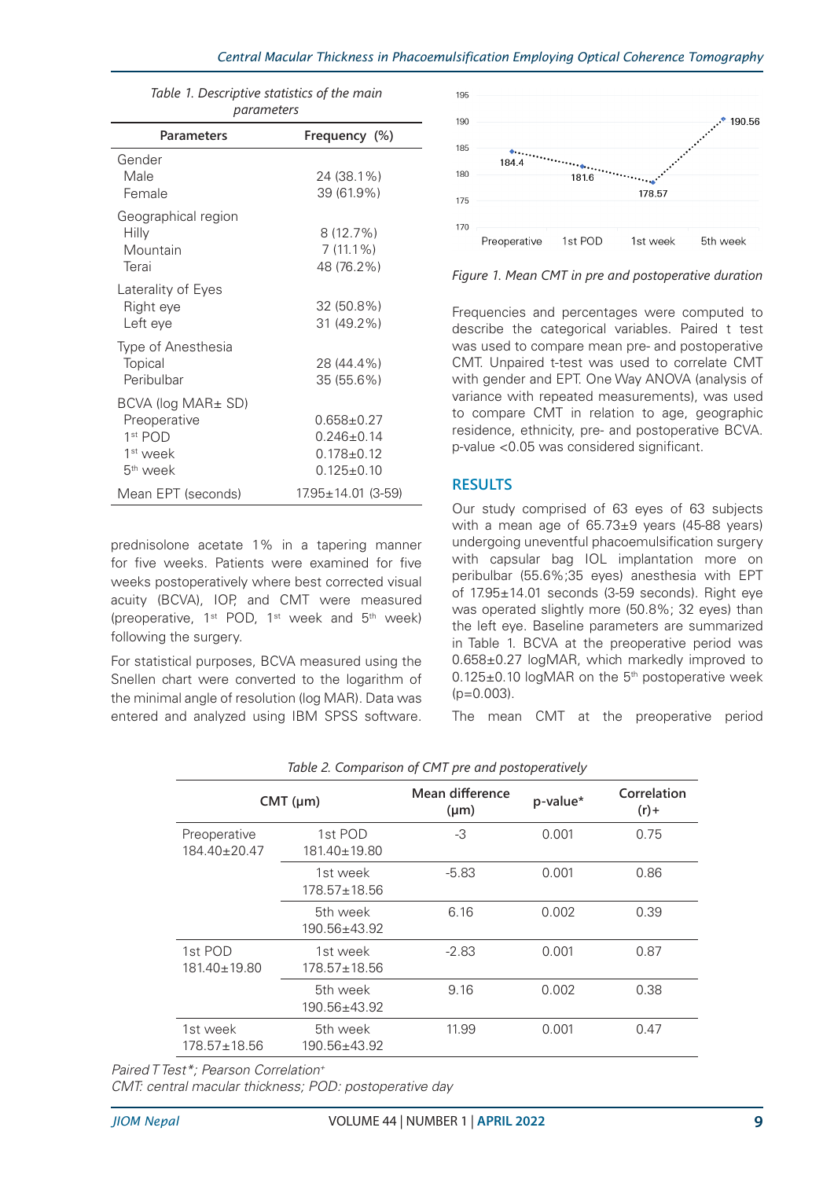*Table 1. Descriptive statistics of the main parameters*

| Parameters | Frequency (%) |
|---|---|
| Gender | |
| Male | 24 (38.1%) |
| Female | 39 (61.9%) |
| Geographical region | |
| Hilly | 8 (12.7%) |
| Mountain | 7 (11.1%) |
| Terai | 48 (76.2%) |
| Laterality of Eyes | |
| Right eye | 32 (50.8%) |
| Left eye | 31 (49.2%) |
| Type of Anesthesia | |
| Topical | 28 (44.4%) |
| Peribulbar | 35 (55.6%) |
| BCVA (log MAR± SD) | |
| Preoperative | 0.658±0.27 |
| 1st POD | 0.246±0.14 |
| 1st week | 0.178±0.12 |
| 5th week | 0.125±0.10 |
| Mean EPT (seconds) | 17.95±14.01 (3-59) |

prednisolone acetate 1% in a tapering manner for five weeks. Patients were examined for five weeks postoperatively where best corrected visual acuity (BCVA), IOP, and CMT were measured (preoperative, 1st POD, 1st week and 5th week) following the surgery.

For statistical purposes, BCVA measured using the Snellen chart were converted to the logarithm of the minimal angle of resolution (log MAR). Data was entered and analyzed using IBM SPSS software.

*Figure 1. Mean CMT in pre and postoperative duration*

Frequencies and percentages were computed to describe the categorical variables. Paired t test was used to compare mean pre- and postoperative CMT. Unpaired t-test was used to correlate CMT with gender and EPT. One Way ANOVA (analysis of variance with repeated measurements), was used to compare CMT in relation to age, geographic residence, ethnicity, pre- and postoperative BCVA. p-value <0.05 was considered significant.

## RESULTS

Our study comprised of 63 eyes of 63 subjects with a mean age of 65.73±9 years (45-88 years) undergoing uneventful phacoemulsification surgery with capsular bag IOL implantation more on peribulbar (55.6%;35 eyes) anesthesia with EPT of 17.95±14.01 seconds (3-59 seconds). Right eye was operated slightly more (50.8%; 32 eyes) than the left eye. Baseline parameters are summarized in Table 1. BCVA at the preoperative period was 0.658±0.27 logMAR, which markedly improved to 0.125±0.10 logMAR on the 5th postoperative week (p=0.003).

The mean CMT at the preoperative period

*Table 2. Comparison of CMT pre and postoperatively*

| CMT (µm) | | Mean difference (µm) | p-value* | Correlation (r)+ |
|---|---|---|---|---|
| Preoperative 184.40±20.47 | 1st POD 181.40±19.80 | -3 | 0.001 | 0.75 |
| | 1st week 178.57±18.56 | -5.83 | 0.001 | 0.86 |
| | 5th week 190.56±43.92 | 6.16 | 0.002 | 0.39 |
| 1st POD 181.40±19.80 | 1st week 178.57±18.56 | -2.83 | 0.001 | 0.87 |
| | 5th week 190.56±43.92 | 9.16 | 0.002 | 0.38 |
| 1st week 178.57±18.56 | 5th week 190.56±43.92 | 11.99 | 0.001 | 0.47 |

*Paired T Test\*; Pearson Correlation+*
*CMT: central macular thickness; POD: postoperative day*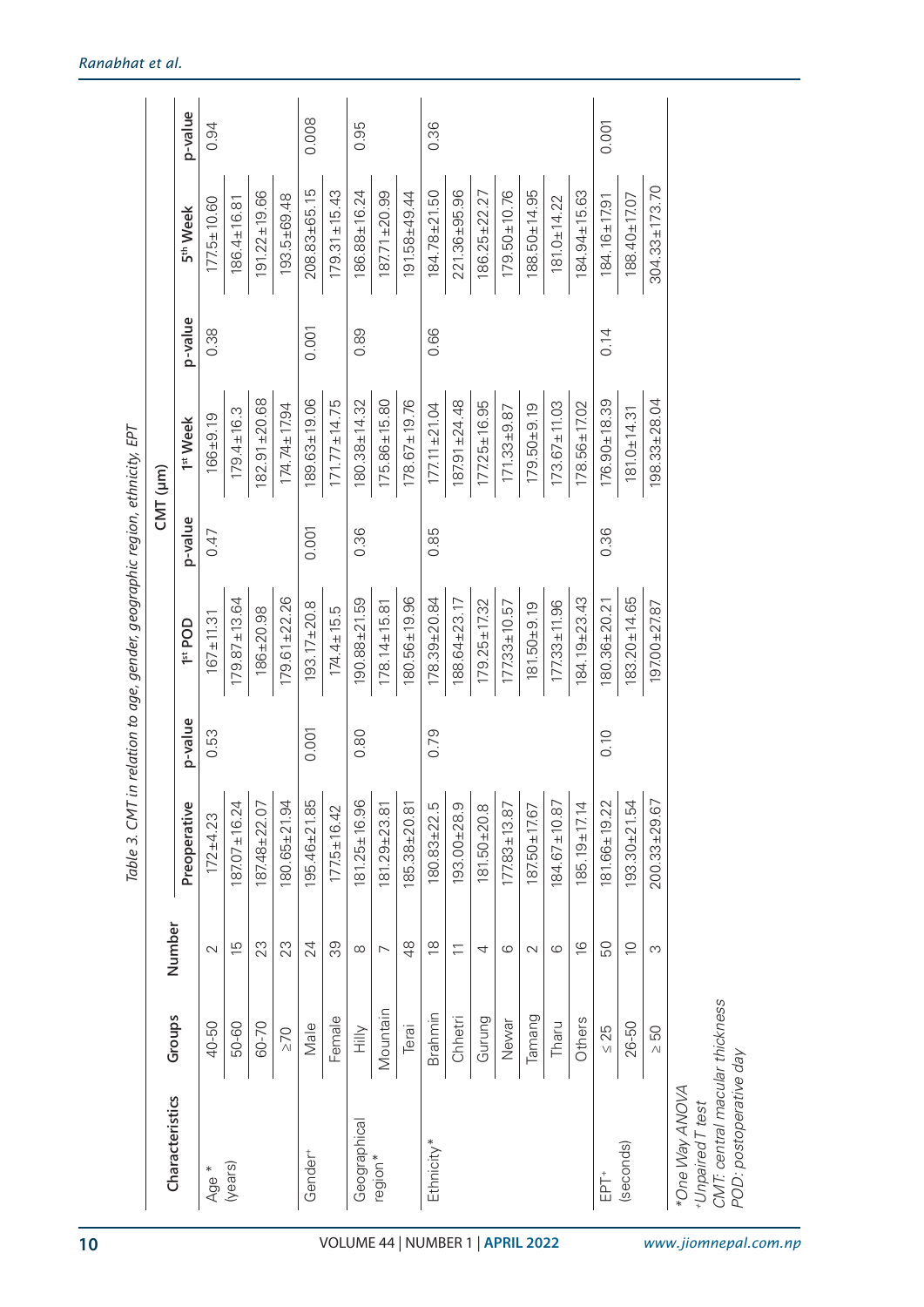Table 3. CMT in relation to age, gender, geographic region, ethnicity, EPT

| Characteristics | Groups | Number | CMT (µm) | | | | | | | |
|---|---|---|---|---|---|---|---|---|---|---|
| | | | Preoperative | p-value | 1st POD | p-value | 1st Week | p-value | 5th Week | p-value |
| Age * (years) | 40-50 | 2 | 172±4.23 | 0.53 | 167±11.31 | 0.47 | 166±9.19 | 0.38 | 177.5±10.60 | 0.94 |
| | 50-60 | 15 | 187.07±16.24 | | 179.87±13.64 | | 179.4±16.3 | | 186.4±16.81 | |
| | 60-70 | 23 | 187.48±22.07 | | 186±20.98 | | 182.91±20.68 | | 191.22±19.66 | |
| | ≥70 | 23 | 180.65±21.94 | | 179.61±22.26 | | 174.74±17.94 | | 193.5±69.48 | |
| Gender⁺ | Male | 24 | 195.46±21.85 | 0.001 | 193.17±20.8 | 0.001 | 189.63±19.06 | 0.001 | 208.83±65.15 | 0.008 |
| | Female | 39 | 177.5±16.42 | | 174.4±15.5 | | 171.77±14.75 | | 179.31±15.43 | |
| Geographical region* | Hilly | 8 | 181.25±16.96 | 0.80 | 190.88±21.59 | 0.36 | 180.38±14.32 | 0.89 | 186.88±16.24 | 0.95 |
| | Mountain | 7 | 181.29±23.81 | | 178.14±15.81 | | 175.86±15.80 | | 187.71±20.99 | |
| | Terai | 48 | 185.38±20.81 | | 180.56±19.96 | | 178.67±19.76 | | 191.58±49.44 | |
| Ethnicity* | Brahmin | 18 | 180.83±22.5 | 0.79 | 178.39±20.84 | 0.85 | 177.11±21.04 | 0.66 | 184.78±21.50 | 0.36 |
| | Chhetri | 11 | 193.00±28.9 | | 188.64±23.17 | | 187.91±24.48 | | 221.36±95.96 | |
| | Gurung | 4 | 181.50±20.8 | | 179.25±17.32 | | 177.25±16.95 | | 186.25±22.27 | |
| | Newar | 6 | 177.83±13.87 | | 177.33±10.57 | | 171.33±9.87 | | 179.50±10.76 | |
| | Tamang | 2 | 187.50±17.67 | | 181.50±9.19 | | 179.50±9.19 | | 188.50±14.95 | |
| | Tharu | 6 | 184.67±10.87 | | 177.33±11.96 | | 173.67±11.03 | | 181.0±14.22 | |
| | Others | 16 | 185.19±17.14 | | 184.19±23.43 | | 178.56±17.02 | | 184.94±15.63 | |
| EPT⁺ (seconds) | ≤ 25 | 50 | 181.66±19.22 | 0.10 | 180.36±20.21 | 0.36 | 176.90±18.39 | 0.14 | 184.16±17.91 | 0.001 |
| | 26-50 | 10 | 193.30±21.54 | | 183.20±14.65 | | 181.0±14.31 | | 188.40±17.07 | |
| | ≥ 50 | 3 | 200.33±29.67 | | 197.00±27.87 | | 198.33±28.04 | | 304.33±173.70 | |

*One Way ANOVA
⁺Unpaired T test
CMT: central macular thickness
POD: postoperative day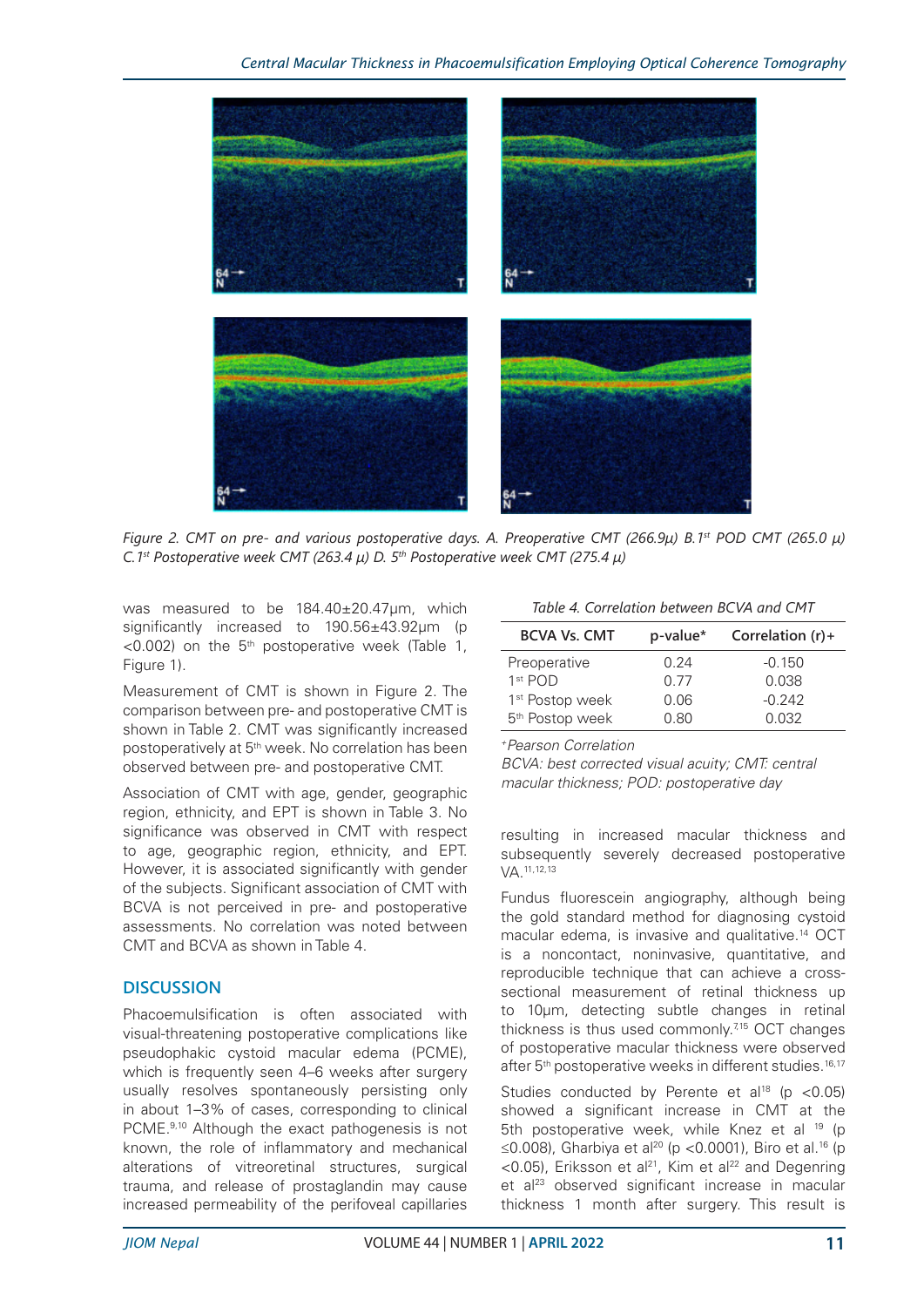Figure 2. CMT on pre- and various postoperative days. A. Preoperative CMT (266.9µ) B.1st POD CMT (265.0 µ) C.1st Postoperative week CMT (263.4 µ) D. 5th Postoperative week CMT (275.4 µ)

was measured to be 184.40±20.47µm, which significantly increased to 190.56±43.92µm ($p < 0.002$) on the 5th postoperative week (Table 1, Figure 1).

Measurement of CMT is shown in Figure 2. The comparison between pre- and postoperative CMT is shown in Table 2. CMT was significantly increased postoperatively at 5th week. No correlation has been observed between pre- and postoperative CMT.

Association of CMT with age, gender, geographic region, ethnicity, and EPT is shown in Table 3. No significance was observed in CMT with respect to age, geographic region, ethnicity, and EPT. However, it is associated significantly with gender of the subjects. Significant association of CMT with BCVA is not perceived in pre- and postoperative assessments. No correlation was noted between CMT and BCVA as shown in Table 4.

Table 4. Correlation between BCVA and CMT

| BCVA Vs. CMT | p-value* | Correlation (r)+ |
|---|---|---|
| Preoperative | 0.24 | -0.150 |
| 1st POD | 0.77 | 0.038 |
| 1st Postop week | 0.06 | -0.242 |
| 5th Postop week | 0.80 | 0.032 |

+Pearson Correlation

BCVA: best corrected visual acuity; CMT: central macular thickness; POD: postoperative day

## DISCUSSION

Phacoemulsification is often associated with visual-threatening postoperative complications like pseudophakic cystoid macular edema (PCME), which is frequently seen 4–6 weeks after surgery usually resolves spontaneously persisting only in about 1–3% of cases, corresponding to clinical PCME.[9,10] Although the exact pathogenesis is not known, the role of inflammatory and mechanical alterations of vitreoretinal structures, surgical trauma, and release of prostaglandin may cause increased permeability of the perifoveal capillaries resulting in increased macular thickness and subsequently severely decreased postoperative VA.[11,12,13]

Fundus fluorescein angiography, although being the gold standard method for diagnosing cystoid macular edema, is invasive and qualitative.[14] OCT is a noncontact, noninvasive, quantitative, and reproducible technique that can achieve a cross-sectional measurement of retinal thickness up to 10µm, detecting subtle changes in retinal thickness is thus used commonly.[7,15] OCT changes of postoperative macular thickness were observed after 5th postoperative weeks in different studies.[16,17]

Studies conducted by Perente et al[18] ($p < 0.05$) showed a significant increase in CMT at the 5th postoperative week, while Knez et al [19] ($p \leq 0.008$), Gharbiya et al[20] ($p < 0.0001$), Biro et al.[16] ($p < 0.05$), Eriksson et al[21], Kim et al[22] and Degenring et al[23] observed significant increase in macular thickness 1 month after surgery. This result is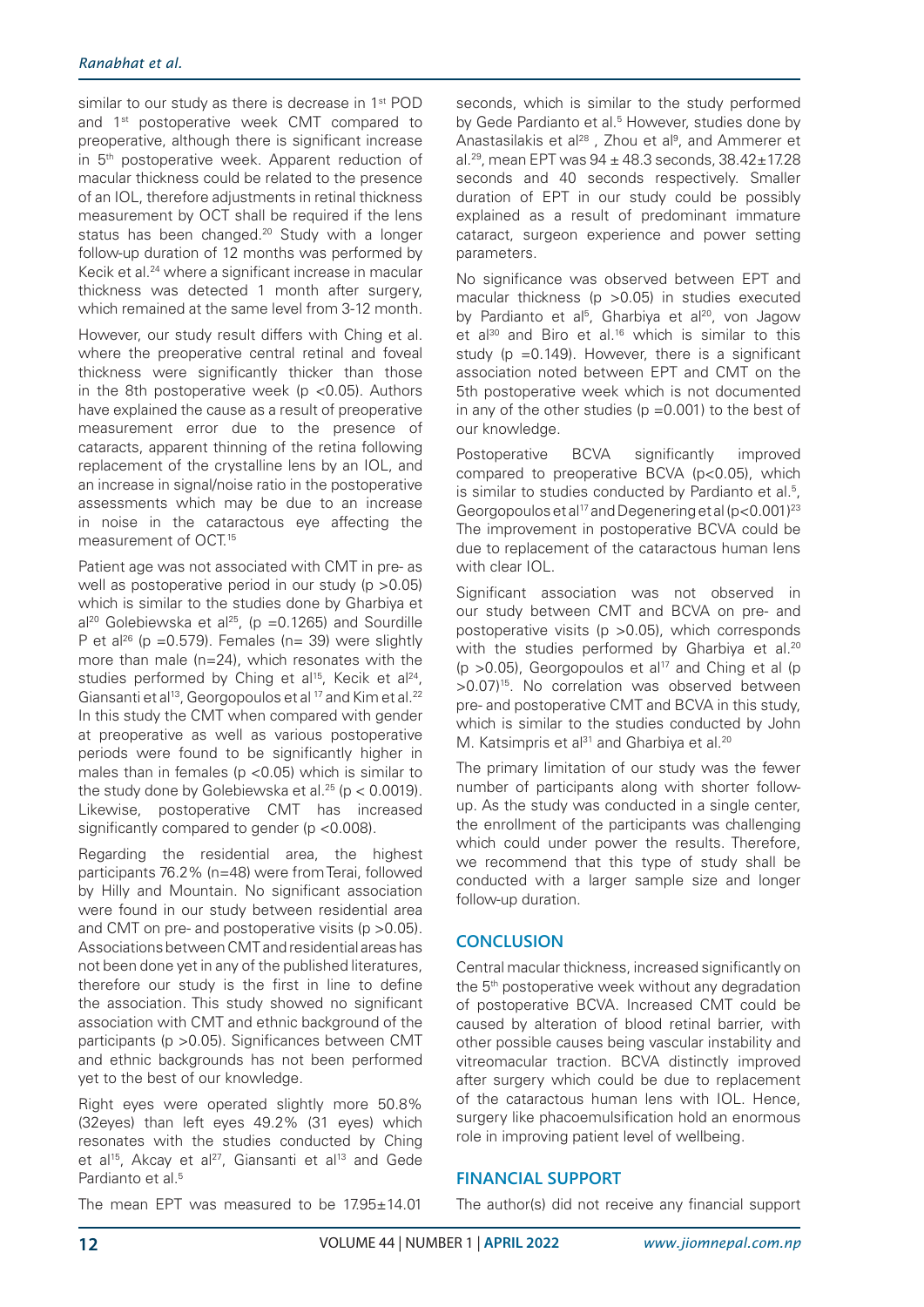similar to our study as there is decrease in 1st POD and 1st postoperative week CMT compared to preoperative, although there is significant increase in 5th postoperative week. Apparent reduction of macular thickness could be related to the presence of an IOL, therefore adjustments in retinal thickness measurement by OCT shall be required if the lens status has been changed.[20] Study with a longer follow-up duration of 12 months was performed by Kecik et al.[24] where a significant increase in macular thickness was detected 1 month after surgery, which remained at the same level from 3-12 month.

However, our study result differs with Ching et al. where the preoperative central retinal and foveal thickness were significantly thicker than those in the 8th postoperative week ($p < 0.05$). Authors have explained the cause as a result of preoperative measurement error due to the presence of cataracts, apparent thinning of the retina following replacement of the crystalline lens by an IOL, and an increase in signal/noise ratio in the postoperative assessments which may be due to an increase in noise in the cataractous eye affecting the measurement of OCT.[15]

Patient age was not associated with CMT in pre- as well as postoperative period in our study ($p > 0.05$) which is similar to the studies done by Gharbiya et al[20] Golebiewska et al[25], ($p = 0.1265$) and Sourdille P et al[26] ($p = 0.579$). Females (n= 39) were slightly more than male (n=24), which resonates with the studies performed by Ching et al[15], Kecik et al[24], Giansanti et al[13], Georgopoulos et al [17] and Kim et al.[22] In this study the CMT when compared with gender at preoperative as well as various postoperative periods were found to be significantly higher in males than in females ($p < 0.05$) which is similar to the study done by Golebiewska et al.[25] ($p < 0.0019$). Likewise, postoperative CMT has increased significantly compared to gender ($p < 0.008$).

Regarding the residential area, the highest participants 76.2% (n=48) were from Terai, followed by Hilly and Mountain. No significant association were found in our study between residential area and CMT on pre- and postoperative visits ($p > 0.05$). Associations between CMT and residential areas has not been done yet in any of the published literatures, therefore our study is the first in line to define the association. This study showed no significant association with CMT and ethnic background of the participants ($p > 0.05$). Significances between CMT and ethnic backgrounds has not been performed yet to the best of our knowledge.

Right eyes were operated slightly more 50.8% (32eyes) than left eyes 49.2% (31 eyes) which resonates with the studies conducted by Ching et al[15], Akcay et al[27], Giansanti et al[13] and Gede Pardianto et al.[5]

The mean EPT was measured to be 17.95±14.01 seconds, which is similar to the study performed by Gede Pardianto et al.[5] However, studies done by Anastasilakis et al[28], Zhou et al[9], and Ammerer et al.[29], mean EPT was 94 ± 48.3 seconds, 38.42±17.28 seconds and 40 seconds respectively. Smaller duration of EPT in our study could be possibly explained as a result of predominant immature cataract, surgeon experience and power setting parameters.

No significance was observed between EPT and macular thickness ($p > 0.05$) in studies executed by Pardianto et al[5], Gharbiya et al[20], von Jagow et al[30] and Biro et al.[16] which is similar to this study ($p = 0.149$). However, there is a significant association noted between EPT and CMT on the 5th postoperative week which is not documented in any of the other studies ($p = 0.001$) to the best of our knowledge.

Postoperative BCVA significantly improved compared to preoperative BCVA ($p < 0.05$), which is similar to studies conducted by Pardianto et al.[5], Georgopoulos et al[17] and Degenering et al ($p < 0.001$)[23] The improvement in postoperative BCVA could be due to replacement of the cataractous human lens with clear IOL.

Significant association was not observed in our study between CMT and BCVA on pre- and postoperative visits ($p > 0.05$), which corresponds with the studies performed by Gharbiya et al.[20] ($p > 0.05$), Georgopoulos et al[17] and Ching et al ($p > 0.07$)[15]. No correlation was observed between pre- and postoperative CMT and BCVA in this study, which is similar to the studies conducted by John M. Katsimpris et al[31] and Gharbiya et al.[20]

The primary limitation of our study was the fewer number of participants along with shorter follow-up. As the study was conducted in a single center, the enrollment of the participants was challenging which could under power the results. Therefore, we recommend that this type of study shall be conducted with a larger sample size and longer follow-up duration.

## CONCLUSION

Central macular thickness, increased significantly on the 5th postoperative week without any degradation of postoperative BCVA. Increased CMT could be caused by alteration of blood retinal barrier, with other possible causes being vascular instability and vitreomacular traction. BCVA distinctly improved after surgery which could be due to replacement of the cataractous human lens with IOL. Hence, surgery like phacoemulsification hold an enormous role in improving patient level of wellbeing.

## FINANCIAL SUPPORT

The author(s) did not receive any financial support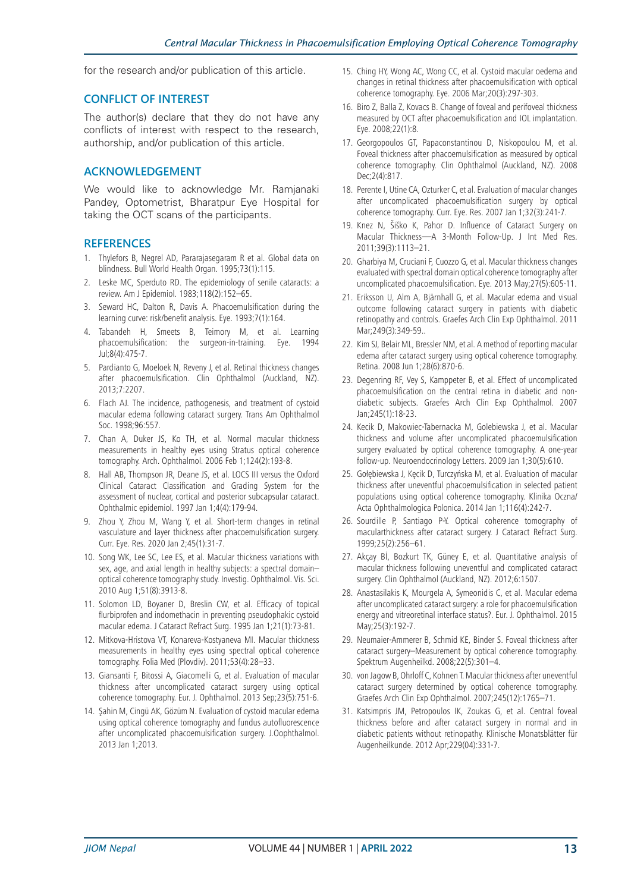for the research and/or publication of this article.

## CONFLICT OF INTEREST

The author(s) declare that they do not have any conflicts of interest with respect to the research, authorship, and/or publication of this article.

## ACKNOWLEDGEMENT

We would like to acknowledge Mr. Ramjanaki Pandey, Optometrist, Bharatpur Eye Hospital for taking the OCT scans of the participants.

## REFERENCES

1. Thylefors B, Negrel AD, Pararajasegaram R et al. Global data on blindness. Bull World Health Organ. 1995;73(1):115.
2. Leske MC, Sperduto RD. The epidemiology of senile cataracts: a review. Am J Epidemiol. 1983;118(2):152–65.
3. Seward HC, Dalton R, Davis A. Phacoemulsification during the learning curve: risk/benefit analysis. Eye. 1993;7(1):164.
4. Tabandeh H, Smeets B, Teimory M, et al. Learning phacoemulsification: the surgeon-in-training. Eye. 1994 Jul;8(4):475-7.
5. Pardianto G, Moeloek N, Reveny J, et al. Retinal thickness changes after phacoemulsification. Clin Ophthalmol (Auckland, NZ). 2013;7:2207.
6. Flach AJ. The incidence, pathogenesis, and treatment of cystoid macular edema following cataract surgery. Trans Am Ophthalmol Soc. 1998;96:557.
7. Chan A, Duker JS, Ko TH, et al. Normal macular thickness measurements in healthy eyes using Stratus optical coherence tomography. Arch. Ophthalmol. 2006 Feb 1;124(2):193-8.
8. Hall AB, Thompson JR, Deane JS, et al. LOCS III versus the Oxford Clinical Cataract Classification and Grading System for the assessment of nuclear, cortical and posterior subcapsular cataract. Ophthalmic epidemiol. 1997 Jan 1;4(4):179-94.
9. Zhou Y, Zhou M, Wang Y, et al. Short-term changes in retinal vasculature and layer thickness after phacoemulsification surgery. Curr. Eye. Res. 2020 Jan 2;45(1):31-7.
10. Song WK, Lee SC, Lee ES, et al. Macular thickness variations with sex, age, and axial length in healthy subjects: a spectral domain–optical coherence tomography study. Investig. Ophthalmol. Vis. Sci. 2010 Aug 1;51(8):3913-8.
11. Solomon LD, Boyaner D, Breslin CW, et al. Efficacy of topical flurbiprofen and indomethacin in preventing pseudophakic cystoid macular edema. J Cataract Refract Surg. 1995 Jan 1;21(1):73-81.
12. Mitkova-Hristova VT, Konareva-Kostyaneva MI. Macular thickness measurements in healthy eyes using spectral optical coherence tomography. Folia Med (Plovdiv). 2011;53(4):28–33.
13. Giansanti F, Bitossi A, Giacomelli G, et al. Evaluation of macular thickness after uncomplicated cataract surgery using optical coherence tomography. Eur. J. Ophthalmol. 2013 Sep;23(5):751-6.
14. Şahin M, Cingü AK, Gözüm N. Evaluation of cystoid macular edema using optical coherence tomography and fundus autofluorescence after uncomplicated phacoemulsification surgery. J.Oophthalmol. 2013 Jan 1;2013.
15. Ching HY, Wong AC, Wong CC, et al. Cystoid macular oedema and changes in retinal thickness after phacoemulsification with optical coherence tomography. Eye. 2006 Mar;20(3):297-303.
16. Biro Z, Balla Z, Kovacs B. Change of foveal and perifoveal thickness measured by OCT after phacoemulsification and IOL implantation. Eye. 2008;22(1):8.
17. Georgopoulos GT, Papaconstantinou D, Niskopoulou M, et al. Foveal thickness after phacoemulsification as measured by optical coherence tomography. Clin Ophthalmol (Auckland, NZ). 2008 Dec;2(4):817.
18. Perente I, Utine CA, Ozturker C, et al. Evaluation of macular changes after uncomplicated phacoemulsification surgery by optical coherence tomography. Curr. Eye. Res. 2007 Jan 1;32(3):241-7.
19. Knez N, Šiško K, Pahor D. Influence of Cataract Surgery on Macular Thickness—A 3-Month Follow-Up. J Int Med Res. 2011;39(3):1113–21.
20. Gharbiya M, Cruciani F, Cuozzo G, et al. Macular thickness changes evaluated with spectral domain optical coherence tomography after uncomplicated phacoemulsification. Eye. 2013 May;27(5):605-11.
21. Eriksson U, Alm A, Bjärnhall G, et al. Macular edema and visual outcome following cataract surgery in patients with diabetic retinopathy and controls. Graefes Arch Clin Exp Ophthalmol. 2011 Mar;249(3):349-59..
22. Kim SJ, Belair ML, Bressler NM, et al. A method of reporting macular edema after cataract surgery using optical coherence tomography. Retina. 2008 Jun 1;28(6):870-6.
23. Degenring RF, Vey S, Kamppeter B, et al. Effect of uncomplicated phacoemulsification on the central retina in diabetic and non-diabetic subjects. Graefes Arch Clin Exp Ophthalmol. 2007 Jan;245(1):18-23.
24. Kecik D, Makowiec-Tabernacka M, Golebiewska J, et al. Macular thickness and volume after uncomplicated phacoemulsification surgery evaluated by optical coherence tomography. A one-year follow-up. Neuroendocrinology Letters. 2009 Jan 1;30(5):610.
25. Gołębiewska J, Kęcik D, Turczyńska M, et al. Evaluation of macular thickness after uneventful phacoemulsification in selected patient populations using optical coherence tomography. Klinika Oczna/ Acta Ophthalmologica Polonica. 2014 Jan 1;116(4):242-7.
26. Sourdille P, Santiago P-Y. Optical coherence tomography of macularthickness after cataract surgery. J Cataract Refract Surg. 1999;25(2):256–61.
27. Akçay Bİ, Bozkurt TK, Güney E, et al. Quantitative analysis of macular thickness following uneventful and complicated cataract surgery. Clin Ophthalmol (Auckland, NZ). 2012;6:1507.
28. Anastasilakis K, Mourgela A, Symeonidis C, et al. Macular edema after uncomplicated cataract surgery: a role for phacoemulsification energy and vitreoretinal interface status?. Eur. J. Ophthalmol. 2015 May;25(3):192-7.
29. Neumaier-Ammerer B, Schmid KE, Binder S. Foveal thickness after cataract surgery–Measurement by optical coherence tomography. Spektrum Augenheilkd. 2008;22(5):301–4.
30. von Jagow B, Ohrloff C, Kohnen T. Macular thickness after uneventful cataract surgery determined by optical coherence tomography. Graefes Arch Clin Exp Ophthalmol. 2007;245(12):1765–71.
31. Katsimpris JM, Petropoulos IK, Zoukas G, et al. Central foveal thickness before and after cataract surgery in normal and in diabetic patients without retinopathy. Klinische Monatsblätter für Augenheilkunde. 2012 Apr;229(04):331-7.